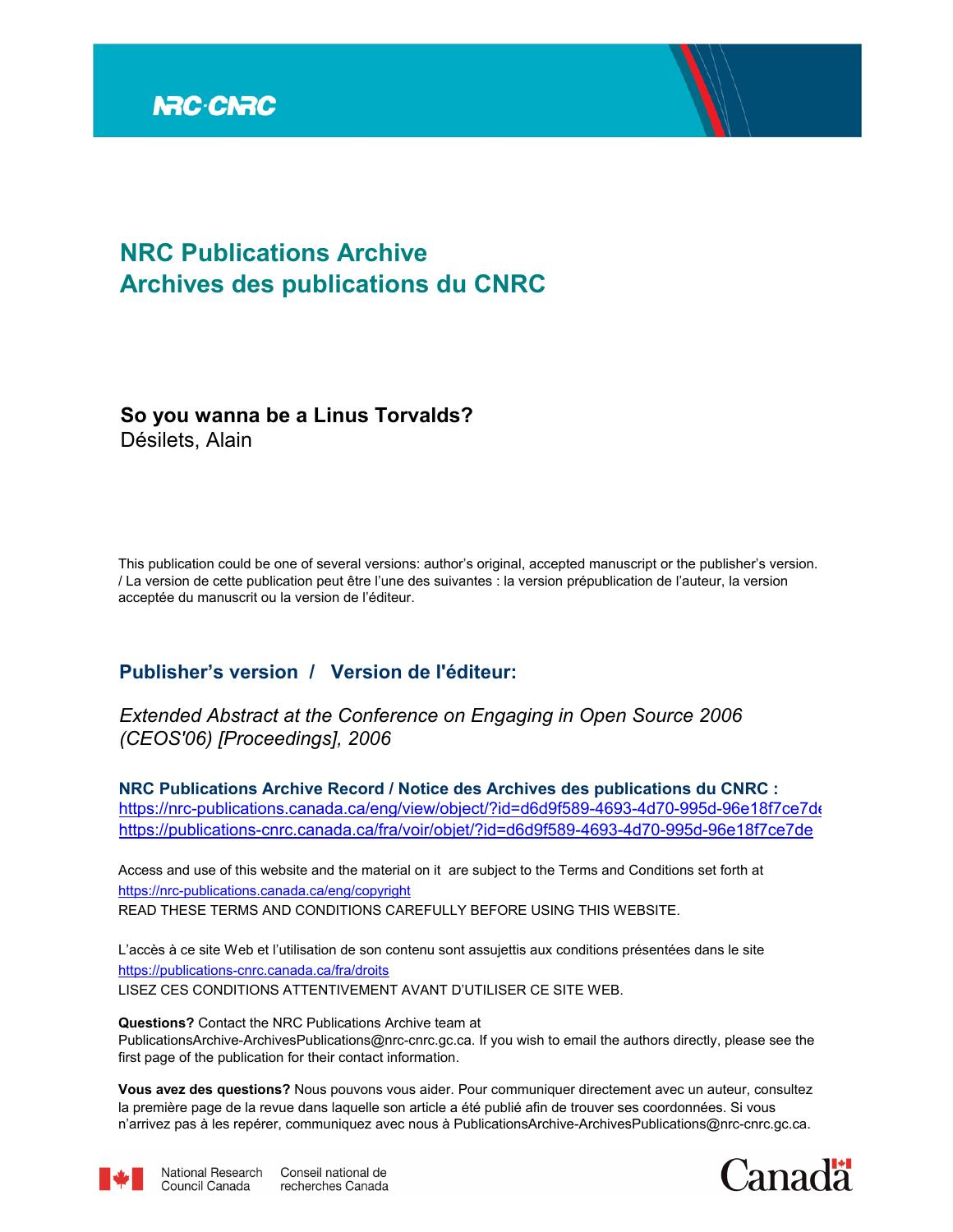# NRC Publications Archive
# Archives des publications du CNRC

**So you wanna be a Linus Torvalds?**
Désilets, Alain

This publication could be one of several versions: author's original, accepted manuscript or the publisher's version. / La version de cette publication peut être l'une des suivantes : la version prépublication de l'auteur, la version acceptée du manuscrit ou la version de l'éditeur.

## Publisher's version / Version de l'éditeur:

*Extended Abstract at the Conference on Engaging in Open Source 2006 (CEOS'06) [Proceedings], 2006*

**NRC Publications Archive Record / Notice des Archives des publications du CNRC :**
https://nrc-publications.canada.ca/eng/view/object/?id=d6d9f589-4693-4d70-995d-96e18f7ce7de
https://publications-cnrc.canada.ca/fra/voir/objet/?id=d6d9f589-4693-4d70-995d-96e18f7ce7de

Access and use of this website and the material on it are subject to the Terms and Conditions set forth at
https://nrc-publications.canada.ca/eng/copyright
READ THESE TERMS AND CONDITIONS CAREFULLY BEFORE USING THIS WEBSITE.

L'accès à ce site Web et l'utilisation de son contenu sont assujettis aux conditions présentées dans le site
https://publications-cnrc.canada.ca/fra/droits
LISEZ CES CONDITIONS ATTENTIVEMENT AVANT D'UTILISER CE SITE WEB.

**Questions?** Contact the NRC Publications Archive team at
PublicationsArchive-ArchivesPublications@nrc-cnrc.gc.ca. If you wish to email the authors directly, please see the first page of the publication for their contact information.

**Vous avez des questions?** Nous pouvons vous aider. Pour communiquer directement avec un auteur, consultez la première page de la revue dans laquelle son article a été publié afin de trouver ses coordonnées. Si vous n'arrivez pas à les repérer, communiquez avec nous à PublicationsArchive-ArchivesPublications@nrc-cnrc.gc.ca.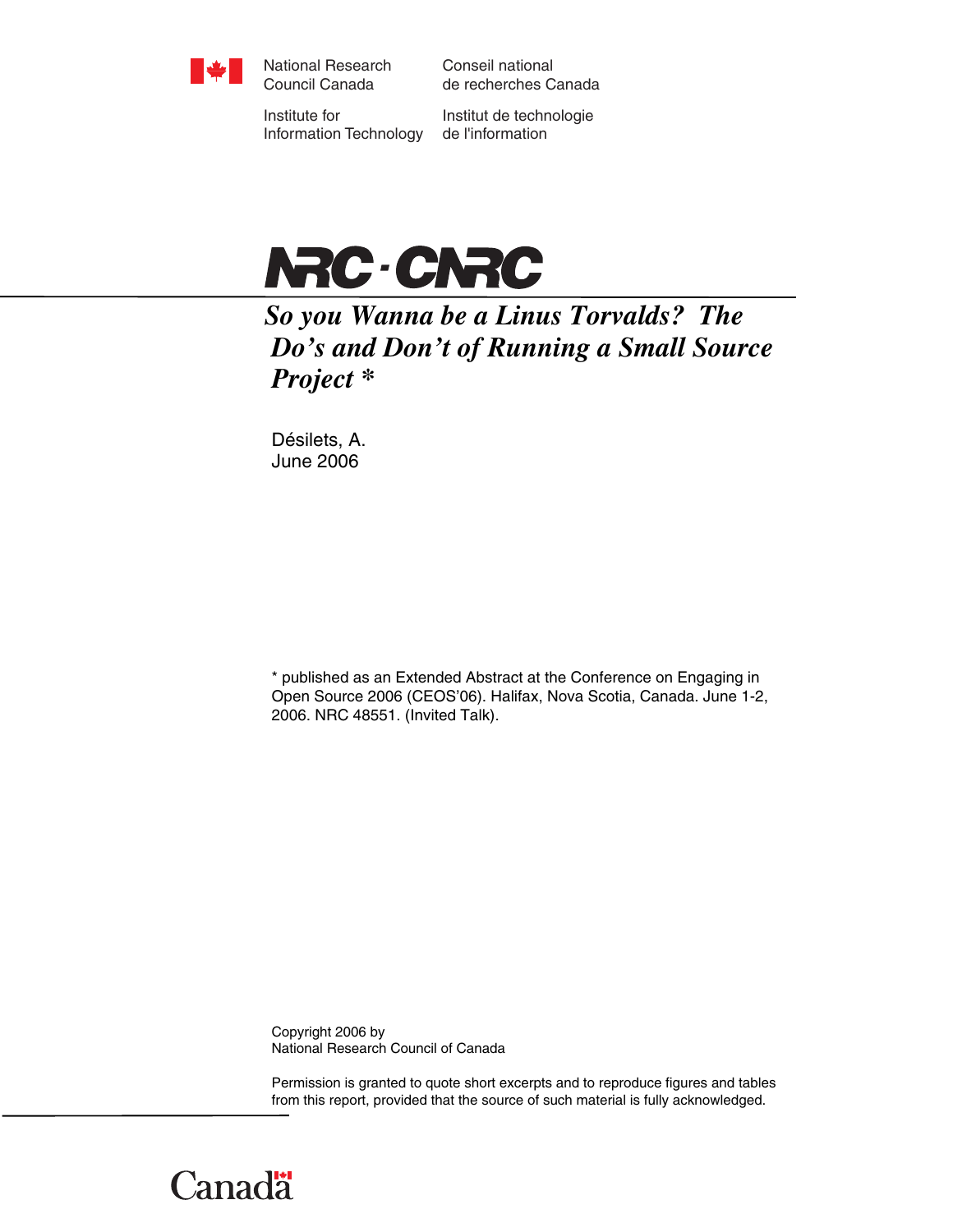National Research Council Canada

Institute for Information Technology

Conseil national de recherches Canada

Institut de technologie de l'information

NRC · CNRC

# *So you Wanna be a Linus Torvalds? The Do's and Don't of Running a Small Source Project **

Désilets, A.
June 2006

* published as an Extended Abstract at the Conference on Engaging in Open Source 2006 (CEOS'06). Halifax, Nova Scotia, Canada. June 1-2, 2006. NRC 48551. (Invited Talk).

Copyright 2006 by
National Research Council of Canada

Permission is granted to quote short excerpts and to reproduce figures and tables from this report, provided that the source of such material is fully acknowledged.

Canada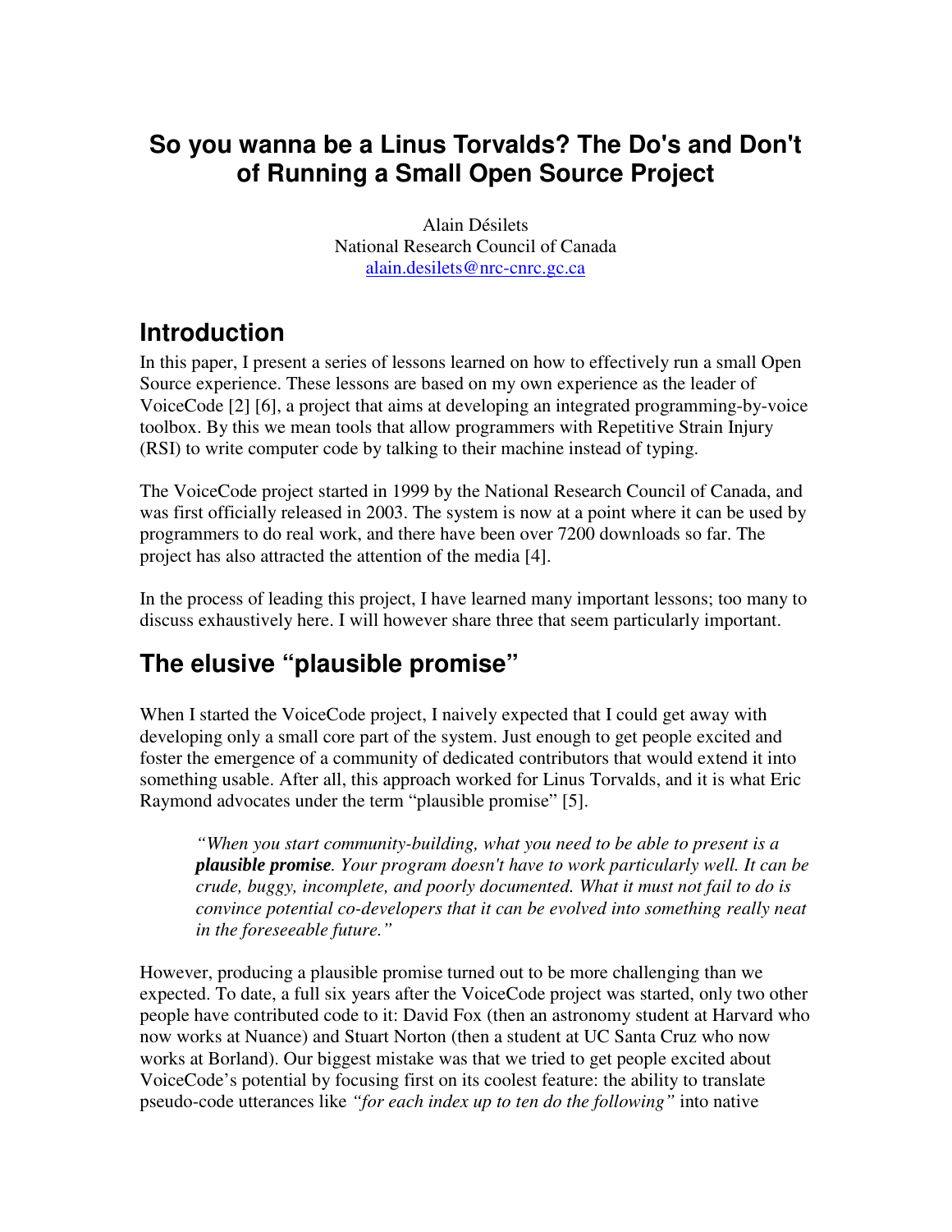# So you wanna be a Linus Torvalds? The Do's and Don't of Running a Small Open Source Project

Alain Désilets
National Research Council of Canada
alain.desilets@nrc-cnrc.gc.ca

## Introduction

In this paper, I present a series of lessons learned on how to effectively run a small Open Source experience. These lessons are based on my own experience as the leader of VoiceCode [2] [6], a project that aims at developing an integrated programming-by-voice toolbox. By this we mean tools that allow programmers with Repetitive Strain Injury (RSI) to write computer code by talking to their machine instead of typing.

The VoiceCode project started in 1999 by the National Research Council of Canada, and was first officially released in 2003. The system is now at a point where it can be used by programmers to do real work, and there have been over 7200 downloads so far. The project has also attracted the attention of the media [4].

In the process of leading this project, I have learned many important lessons; too many to discuss exhaustively here. I will however share three that seem particularly important.

## The elusive "plausible promise"

When I started the VoiceCode project, I naively expected that I could get away with developing only a small core part of the system. Just enough to get people excited and foster the emergence of a community of dedicated contributors that would extend it into something usable. After all, this approach worked for Linus Torvalds, and it is what Eric Raymond advocates under the term "plausible promise" [5].

> *"When you start community-building, what you need to be able to present is a* ***plausible promise****. Your program doesn't have to work particularly well. It can be crude, buggy, incomplete, and poorly documented. What it must not fail to do is convince potential co-developers that it can be evolved into something really neat in the foreseeable future."*

However, producing a plausible promise turned out to be more challenging than we expected. To date, a full six years after the VoiceCode project was started, only two other people have contributed code to it: David Fox (then an astronomy student at Harvard who now works at Nuance) and Stuart Norton (then a student at UC Santa Cruz who now works at Borland). Our biggest mistake was that we tried to get people excited about VoiceCode's potential by focusing first on its coolest feature: the ability to translate pseudo-code utterances like *"for each index up to ten do the following"* into native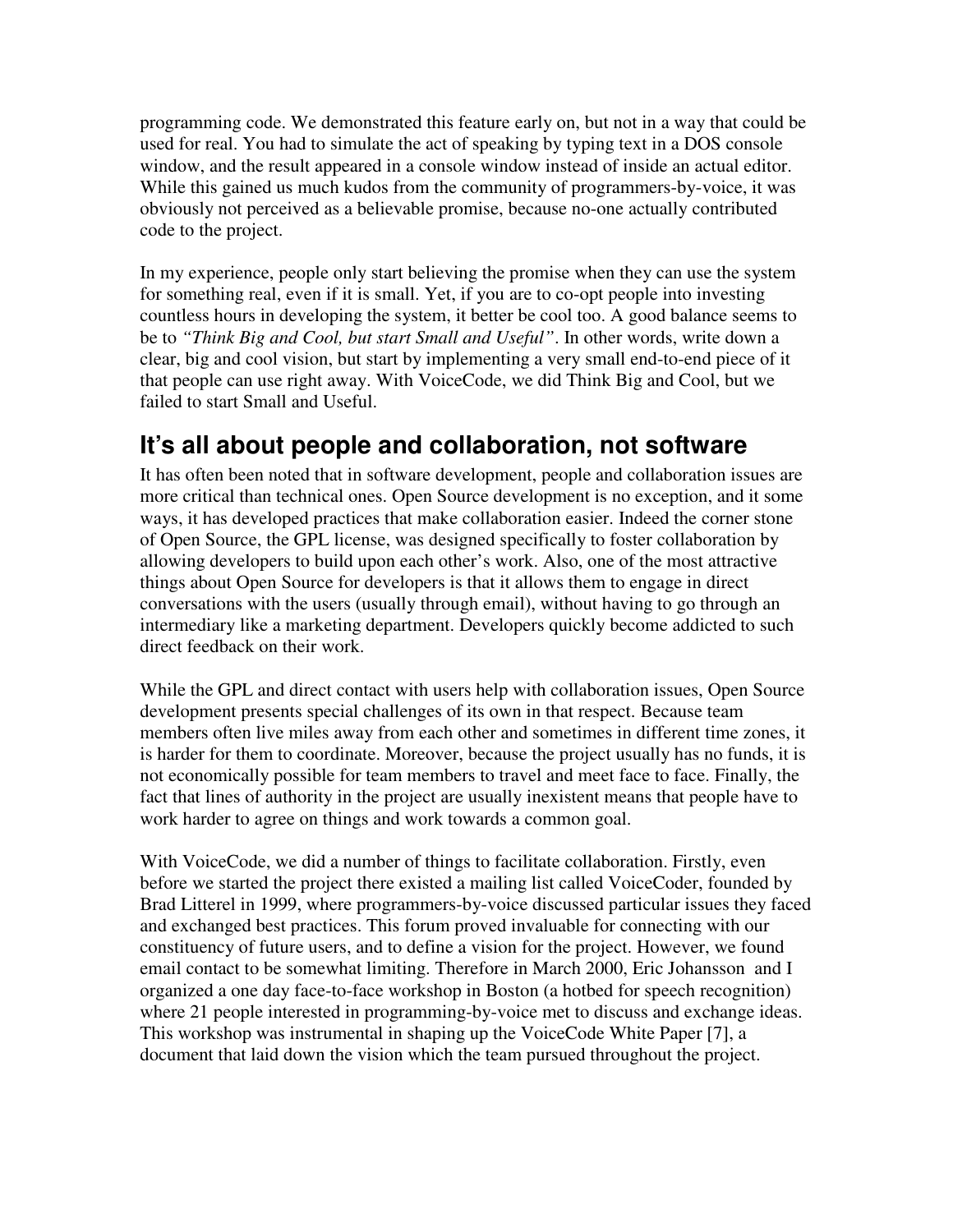programming code. We demonstrated this feature early on, but not in a way that could be used for real. You had to simulate the act of speaking by typing text in a DOS console window, and the result appeared in a console window instead of inside an actual editor. While this gained us much kudos from the community of programmers-by-voice, it was obviously not perceived as a believable promise, because no-one actually contributed code to the project.

In my experience, people only start believing the promise when they can use the system for something real, even if it is small. Yet, if you are to co-opt people into investing countless hours in developing the system, it better be cool too. A good balance seems to be to *"Think Big and Cool, but start Small and Useful"*. In other words, write down a clear, big and cool vision, but start by implementing a very small end-to-end piece of it that people can use right away. With VoiceCode, we did Think Big and Cool, but we failed to start Small and Useful.

## It's all about people and collaboration, not software

It has often been noted that in software development, people and collaboration issues are more critical than technical ones. Open Source development is no exception, and it some ways, it has developed practices that make collaboration easier. Indeed the corner stone of Open Source, the GPL license, was designed specifically to foster collaboration by allowing developers to build upon each other's work. Also, one of the most attractive things about Open Source for developers is that it allows them to engage in direct conversations with the users (usually through email), without having to go through an intermediary like a marketing department. Developers quickly become addicted to such direct feedback on their work.

While the GPL and direct contact with users help with collaboration issues, Open Source development presents special challenges of its own in that respect. Because team members often live miles away from each other and sometimes in different time zones, it is harder for them to coordinate. Moreover, because the project usually has no funds, it is not economically possible for team members to travel and meet face to face. Finally, the fact that lines of authority in the project are usually inexistent means that people have to work harder to agree on things and work towards a common goal.

With VoiceCode, we did a number of things to facilitate collaboration. Firstly, even before we started the project there existed a mailing list called VoiceCoder, founded by Brad Litterel in 1999, where programmers-by-voice discussed particular issues they faced and exchanged best practices. This forum proved invaluable for connecting with our constituency of future users, and to define a vision for the project. However, we found email contact to be somewhat limiting. Therefore in March 2000, Eric Johansson and I organized a one day face-to-face workshop in Boston (a hotbed for speech recognition) where 21 people interested in programming-by-voice met to discuss and exchange ideas. This workshop was instrumental in shaping up the VoiceCode White Paper [7], a document that laid down the vision which the team pursued throughout the project.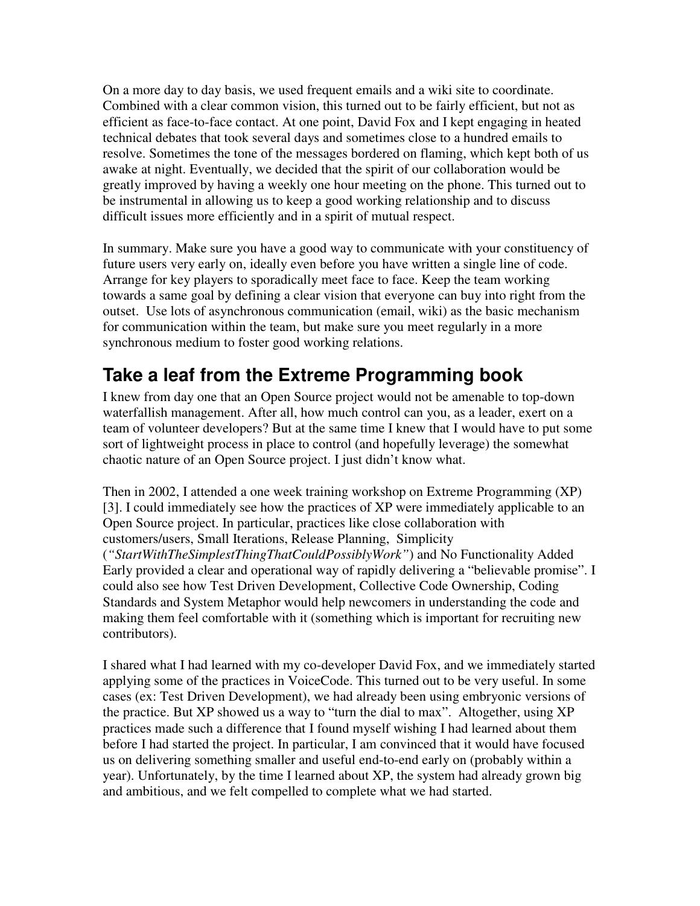On a more day to day basis, we used frequent emails and a wiki site to coordinate. Combined with a clear common vision, this turned out to be fairly efficient, but not as efficient as face-to-face contact. At one point, David Fox and I kept engaging in heated technical debates that took several days and sometimes close to a hundred emails to resolve. Sometimes the tone of the messages bordered on flaming, which kept both of us awake at night. Eventually, we decided that the spirit of our collaboration would be greatly improved by having a weekly one hour meeting on the phone. This turned out to be instrumental in allowing us to keep a good working relationship and to discuss difficult issues more efficiently and in a spirit of mutual respect.

In summary. Make sure you have a good way to communicate with your constituency of future users very early on, ideally even before you have written a single line of code. Arrange for key players to sporadically meet face to face. Keep the team working towards a same goal by defining a clear vision that everyone can buy into right from the outset. Use lots of asynchronous communication (email, wiki) as the basic mechanism for communication within the team, but make sure you meet regularly in a more synchronous medium to foster good working relations.

## Take a leaf from the Extreme Programming book

I knew from day one that an Open Source project would not be amenable to top-down waterfallish management. After all, how much control can you, as a leader, exert on a team of volunteer developers? But at the same time I knew that I would have to put some sort of lightweight process in place to control (and hopefully leverage) the somewhat chaotic nature of an Open Source project. I just didn't know what.

Then in 2002, I attended a one week training workshop on Extreme Programming (XP) [3]. I could immediately see how the practices of XP were immediately applicable to an Open Source project. In particular, practices like close collaboration with customers/users, Small Iterations, Release Planning, Simplicity (*"StartWithTheSimplestThingThatCouldPossiblyWork"*) and No Functionality Added Early provided a clear and operational way of rapidly delivering a "believable promise". I could also see how Test Driven Development, Collective Code Ownership, Coding Standards and System Metaphor would help newcomers in understanding the code and making them feel comfortable with it (something which is important for recruiting new contributors).

I shared what I had learned with my co-developer David Fox, and we immediately started applying some of the practices in VoiceCode. This turned out to be very useful. In some cases (ex: Test Driven Development), we had already been using embryonic versions of the practice. But XP showed us a way to "turn the dial to max". Altogether, using XP practices made such a difference that I found myself wishing I had learned about them before I had started the project. In particular, I am convinced that it would have focused us on delivering something smaller and useful end-to-end early on (probably within a year). Unfortunately, by the time I learned about XP, the system had already grown big and ambitious, and we felt compelled to complete what we had started.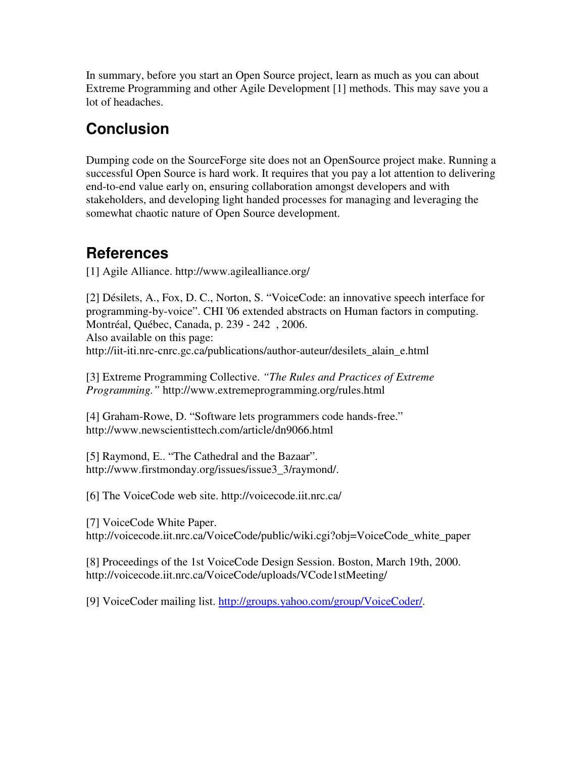In summary, before you start an Open Source project, learn as much as you can about Extreme Programming and other Agile Development [1] methods. This may save you a lot of headaches.

## Conclusion

Dumping code on the SourceForge site does not an OpenSource project make. Running a successful Open Source is hard work. It requires that you pay a lot attention to delivering end-to-end value early on, ensuring collaboration amongst developers and with stakeholders, and developing light handed processes for managing and leveraging the somewhat chaotic nature of Open Source development.

## References

[1] Agile Alliance. http://www.agilealliance.org/

[2] Désilets, A., Fox, D. C., Norton, S. "VoiceCode: an innovative speech interface for programming-by-voice". CHI '06 extended abstracts on Human factors in computing. Montréal, Québec, Canada, p. 239 - 242 , 2006.
Also available on this page:
http://iit-iti.nrc-cnrc.gc.ca/publications/author-auteur/desilets_alain_e.html

[3] Extreme Programming Collective. *"The Rules and Practices of Extreme Programming."* http://www.extremeprogramming.org/rules.html

[4] Graham-Rowe, D. "Software lets programmers code hands-free." http://www.newscientisttech.com/article/dn9066.html

[5] Raymond, E.. "The Cathedral and the Bazaar". http://www.firstmonday.org/issues/issue3_3/raymond/.

[6] The VoiceCode web site. http://voicecode.iit.nrc.ca/

[7] VoiceCode White Paper.
http://voicecode.iit.nrc.ca/VoiceCode/public/wiki.cgi?obj=VoiceCode_white_paper

[8] Proceedings of the 1st VoiceCode Design Session. Boston, March 19th, 2000.
http://voicecode.iit.nrc.ca/VoiceCode/uploads/VCode1stMeeting/

[9] VoiceCoder mailing list. http://groups.yahoo.com/group/VoiceCoder/.